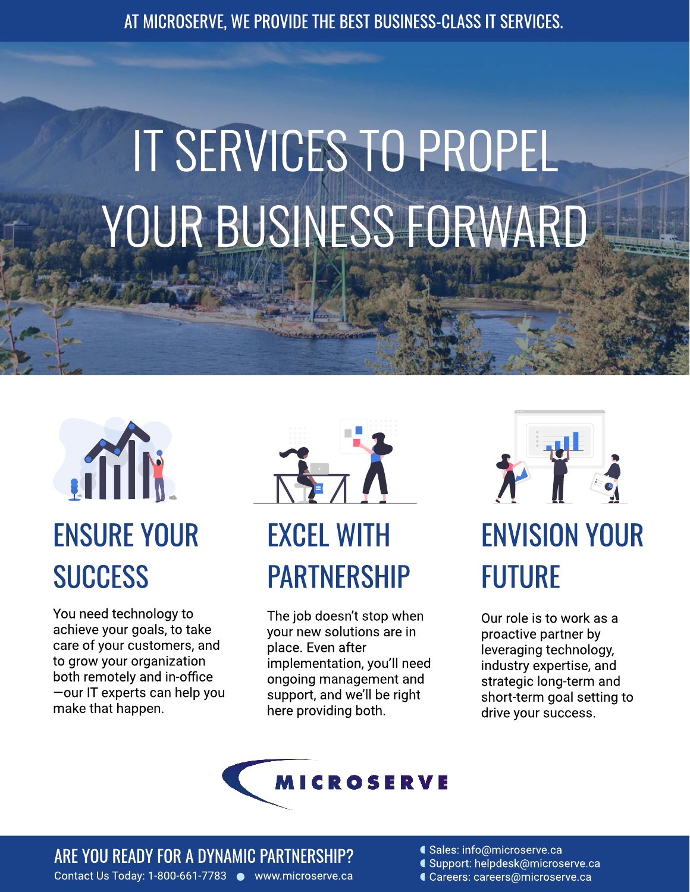AT MICROSERVE, WE PROVIDE THE BEST BUSINESS-CLASS IT SERVICES.

# IT SERVICES TO PROPEL YOUR BUSINESS FORWARD

## ENSURE YOUR SUCCESS

You need technology to achieve your goals, to take care of your customers, and to grow your organization both remotely and in-office—our IT experts can help you make that happen.

## EXCEL WITH PARTNERSHIP

The job doesn't stop when your new solutions are in place. Even after implementation, you'll need ongoing management and support, and we'll be right here providing both.

## ENVISION YOUR FUTURE

Our role is to work as a proactive partner by leveraging technology, industry expertise, and strategic long-term and short-term goal setting to drive your success.

MICROSERVE

## ARE YOU READY FOR A DYNAMIC PARTNERSHIP?

Contact Us Today: 1-800-661-7783 • www.microserve.ca

- Sales: info@microserve.ca
- Support: helpdesk@microserve.ca
- Careers: careers@microserve.ca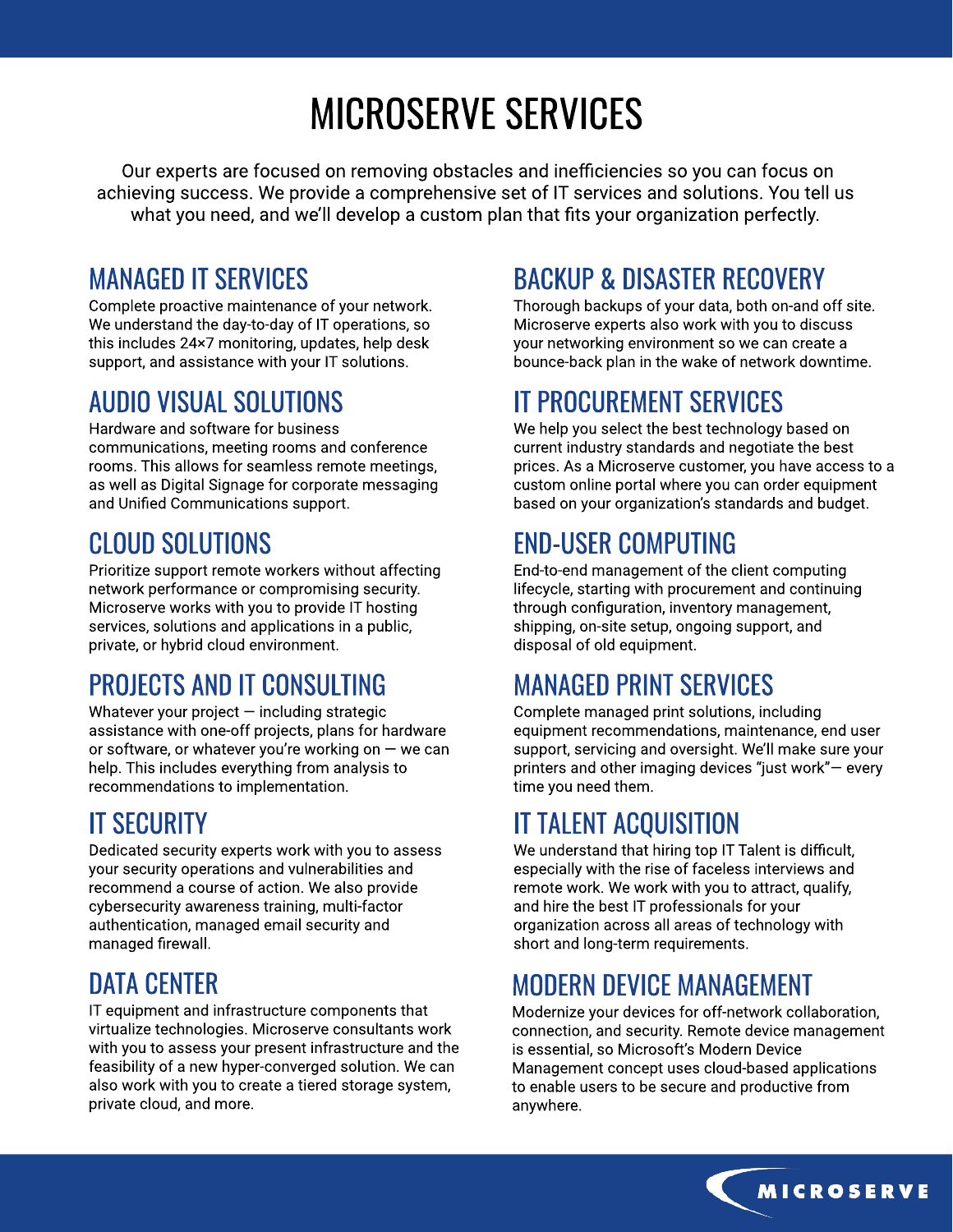# MICROSERVE SERVICES

Our experts are focused on removing obstacles and inefficiencies so you can focus on achieving success. We provide a comprehensive set of IT services and solutions. You tell us what you need, and we'll develop a custom plan that fits your organization perfectly.

## MANAGED IT SERVICES

Complete proactive maintenance of your network. We understand the day-to-day of IT operations, so this includes 24×7 monitoring, updates, help desk support, and assistance with your IT solutions.

## AUDIO VISUAL SOLUTIONS

Hardware and software for business communications, meeting rooms and conference rooms. This allows for seamless remote meetings, as well as Digital Signage for corporate messaging and Unified Communications support.

## CLOUD SOLUTIONS

Prioritize support remote workers without affecting network performance or compromising security. Microserve works with you to provide IT hosting services, solutions and applications in a public, private, or hybrid cloud environment.

## PROJECTS AND IT CONSULTING

Whatever your project — including strategic assistance with one-off projects, plans for hardware or software, or whatever you're working on — we can help. This includes everything from analysis to recommendations to implementation.

## IT SECURITY

Dedicated security experts work with you to assess your security operations and vulnerabilities and recommend a course of action. We also provide cybersecurity awareness training, multi-factor authentication, managed email security and managed firewall.

## DATA CENTER

IT equipment and infrastructure components that virtualize technologies. Microserve consultants work with you to assess your present infrastructure and the feasibility of a new hyper-converged solution. We can also work with you to create a tiered storage system, private cloud, and more.

## BACKUP & DISASTER RECOVERY

Thorough backups of your data, both on-and off site. Microserve experts also work with you to discuss your networking environment so we can create a bounce-back plan in the wake of network downtime.

## IT PROCUREMENT SERVICES

We help you select the best technology based on current industry standards and negotiate the best prices. As a Microserve customer, you have access to a custom online portal where you can order equipment based on your organization's standards and budget.

## END-USER COMPUTING

End-to-end management of the client computing lifecycle, starting with procurement and continuing through configuration, inventory management, shipping, on-site setup, ongoing support, and disposal of old equipment.

## MANAGED PRINT SERVICES

Complete managed print solutions, including equipment recommendations, maintenance, end user support, servicing and oversight. We'll make sure your printers and other imaging devices "just work"— every time you need them.

## IT TALENT ACQUISITION

We understand that hiring top IT Talent is difficult, especially with the rise of faceless interviews and remote work. We work with you to attract, qualify, and hire the best IT professionals for your organization across all areas of technology with short and long-term requirements.

## MODERN DEVICE MANAGEMENT

Modernize your devices for off-network collaboration, connection, and security. Remote device management is essential, so Microsoft's Modern Device Management concept uses cloud-based applications to enable users to be secure and productive from anywhere.

MICROSERVE